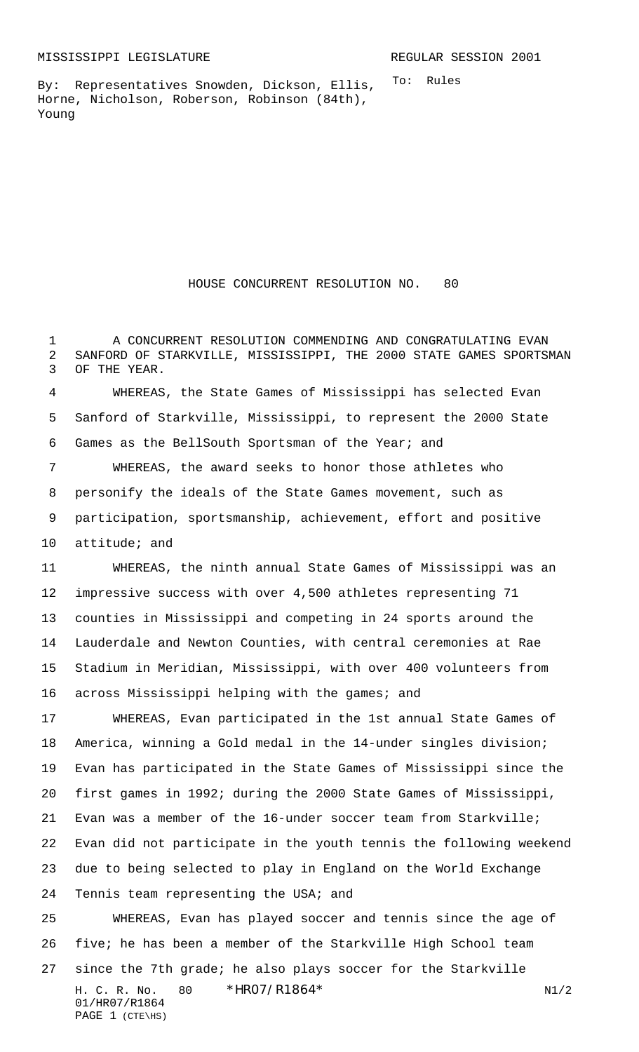MISSISSIPPI LEGISLATURE                                    REGULAR SESSION 2001

By: Representatives Snowden, Dickson, Ellis, Horne, Nicholson, Roberson, Robinson (84th), Young

To: Rules

# HOUSE CONCURRENT RESOLUTION NO. 80

A CONCURRENT RESOLUTION COMMENDING AND CONGRATULATING EVAN SANFORD OF STARKVILLE, MISSISSIPPI, THE 2000 STATE GAMES SPORTSMAN OF THE YEAR.

WHEREAS, the State Games of Mississippi has selected Evan Sanford of Starkville, Mississippi, to represent the 2000 State Games as the BellSouth Sportsman of the Year; and

WHEREAS, the award seeks to honor those athletes who personify the ideals of the State Games movement, such as participation, sportsmanship, achievement, effort and positive attitude; and

WHEREAS, the ninth annual State Games of Mississippi was an impressive success with over 4,500 athletes representing 71 counties in Mississippi and competing in 24 sports around the Lauderdale and Newton Counties, with central ceremonies at Rae Stadium in Meridian, Mississippi, with over 400 volunteers from across Mississippi helping with the games; and

WHEREAS, Evan participated in the 1st annual State Games of America, winning a Gold medal in the 14-under singles division; Evan has participated in the State Games of Mississippi since the first games in 1992; during the 2000 State Games of Mississippi, Evan was a member of the 16-under soccer team from Starkville; Evan did not participate in the youth tennis the following weekend due to being selected to play in England on the World Exchange Tennis team representing the USA; and

WHEREAS, Evan has played soccer and tennis since the age of five; he has been a member of the Starkville High School team since the 7th grade; he also plays soccer for the Starkville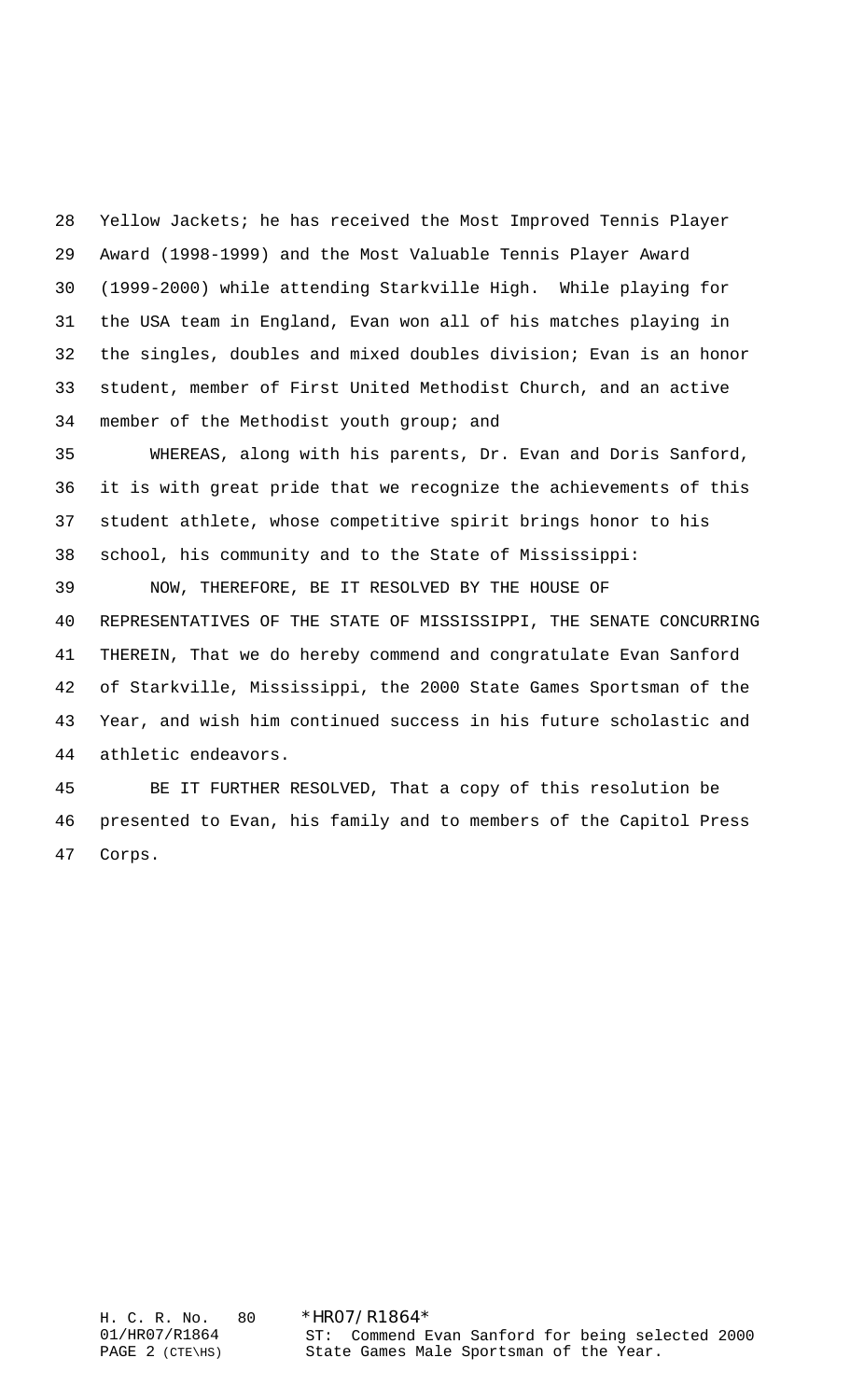Yellow Jackets; he has received the Most Improved Tennis Player Award (1998-1999) and the Most Valuable Tennis Player Award (1999-2000) while attending Starkville High. While playing for the USA team in England, Evan won all of his matches playing in the singles, doubles and mixed doubles division; Evan is an honor student, member of First United Methodist Church, and an active member of the Methodist youth group; and

WHEREAS, along with his parents, Dr. Evan and Doris Sanford, it is with great pride that we recognize the achievements of this student athlete, whose competitive spirit brings honor to his school, his community and to the State of Mississippi:

NOW, THEREFORE, BE IT RESOLVED BY THE HOUSE OF REPRESENTATIVES OF THE STATE OF MISSISSIPPI, THE SENATE CONCURRING THEREIN, That we do hereby commend and congratulate Evan Sanford of Starkville, Mississippi, the 2000 State Games Sportsman of the Year, and wish him continued success in his future scholastic and athletic endeavors.

BE IT FURTHER RESOLVED, That a copy of this resolution be presented to Evan, his family and to members of the Capitol Press Corps.